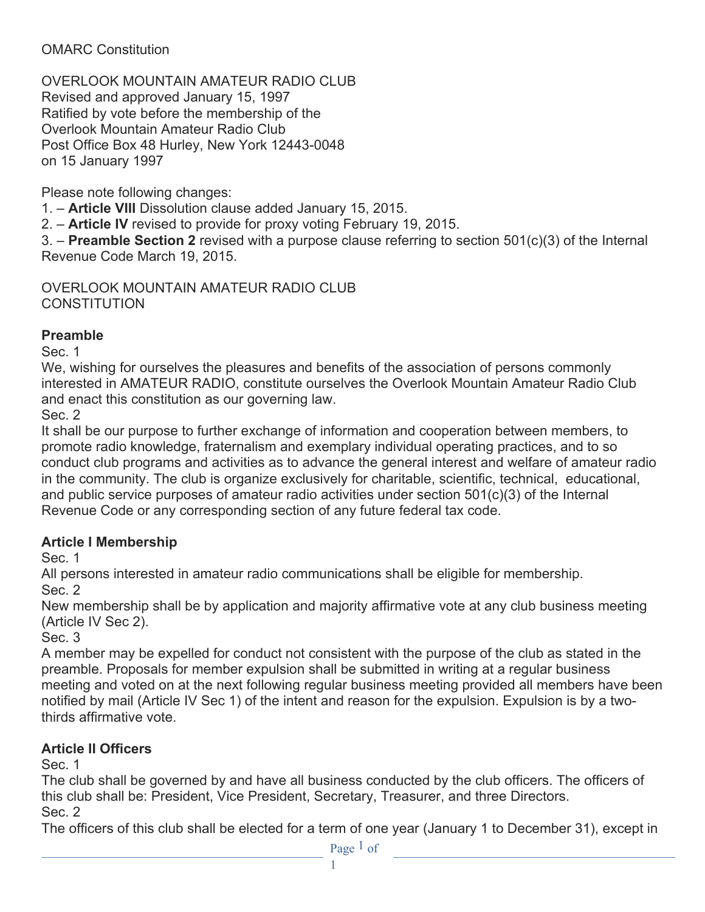OMARC Constitution

OVERLOOK MOUNTAIN AMATEUR RADIO CLUB
Revised and approved January 15, 1997
Ratified by vote before the membership of the
Overlook Mountain Amateur Radio Club
Post Office Box 48 Hurley, New York 12443-0048
on 15 January 1997

Please note following changes:
1. – **Article VIII** Dissolution clause added January 15, 2015.
2. – **Article IV** revised to provide for proxy voting February 19, 2015.
3. – **Preamble Section 2** revised with a purpose clause referring to section 501(c)(3) of the Internal Revenue Code March 19, 2015.

OVERLOOK MOUNTAIN AMATEUR RADIO CLUB
CONSTITUTION

## Preamble

Sec. 1
We, wishing for ourselves the pleasures and benefits of the association of persons commonly interested in AMATEUR RADIO, constitute ourselves the Overlook Mountain Amateur Radio Club and enact this constitution as our governing law.

Sec. 2
It shall be our purpose to further exchange of information and cooperation between members, to promote radio knowledge, fraternalism and exemplary individual operating practices, and to so conduct club programs and activities as to advance the general interest and welfare of amateur radio in the community. The club is organize exclusively for charitable, scientific, technical, educational, and public service purposes of amateur radio activities under section 501(c)(3) of the Internal Revenue Code or any corresponding section of any future federal tax code.

## Article I Membership

Sec. 1
All persons interested in amateur radio communications shall be eligible for membership.

Sec. 2
New membership shall be by application and majority affirmative vote at any club business meeting (Article IV Sec 2).

Sec. 3
A member may be expelled for conduct not consistent with the purpose of the club as stated in the preamble. Proposals for member expulsion shall be submitted in writing at a regular business meeting and voted on at the next following regular business meeting provided all members have been notified by mail (Article IV Sec 1) of the intent and reason for the expulsion. Expulsion is by a two-thirds affirmative vote.

## Article II Officers

Sec. 1
The club shall be governed by and have all business conducted by the club officers. The officers of this club shall be: President, Vice President, Secretary, Treasurer, and three Directors.

Sec. 2
The officers of this club shall be elected for a term of one year (January 1 to December 31), except in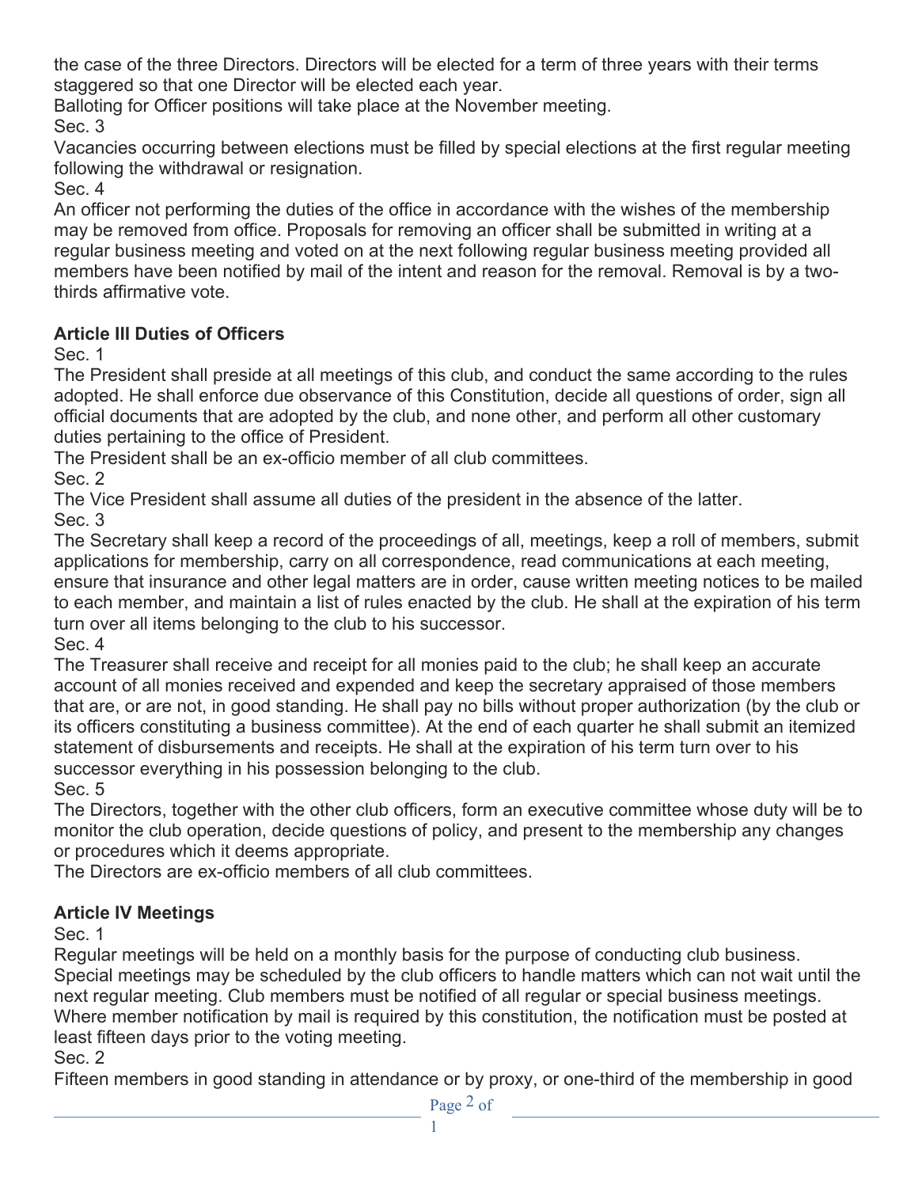the case of the three Directors. Directors will be elected for a term of three years with their terms staggered so that one Director will be elected each year.

Balloting for Officer positions will take place at the November meeting.

Sec. 3

Vacancies occurring between elections must be filled by special elections at the first regular meeting following the withdrawal or resignation.

Sec. 4

An officer not performing the duties of the office in accordance with the wishes of the membership may be removed from office. Proposals for removing an officer shall be submitted in writing at a regular business meeting and voted on at the next following regular business meeting provided all members have been notified by mail of the intent and reason for the removal. Removal is by a two-thirds affirmative vote.

## Article III Duties of Officers

Sec. 1

The President shall preside at all meetings of this club, and conduct the same according to the rules adopted. He shall enforce due observance of this Constitution, decide all questions of order, sign all official documents that are adopted by the club, and none other, and perform all other customary duties pertaining to the office of President.

The President shall be an ex-officio member of all club committees.

Sec. 2

The Vice President shall assume all duties of the president in the absence of the latter.

Sec. 3

The Secretary shall keep a record of the proceedings of all, meetings, keep a roll of members, submit applications for membership, carry on all correspondence, read communications at each meeting, ensure that insurance and other legal matters are in order, cause written meeting notices to be mailed to each member, and maintain a list of rules enacted by the club. He shall at the expiration of his term turn over all items belonging to the club to his successor.

Sec. 4

The Treasurer shall receive and receipt for all monies paid to the club; he shall keep an accurate account of all monies received and expended and keep the secretary appraised of those members that are, or are not, in good standing. He shall pay no bills without proper authorization (by the club or its officers constituting a business committee). At the end of each quarter he shall submit an itemized statement of disbursements and receipts. He shall at the expiration of his term turn over to his successor everything in his possession belonging to the club.

Sec. 5

The Directors, together with the other club officers, form an executive committee whose duty will be to monitor the club operation, decide questions of policy, and present to the membership any changes or procedures which it deems appropriate.

The Directors are ex-officio members of all club committees.

## Article IV Meetings

Sec. 1

Regular meetings will be held on a monthly basis for the purpose of conducting club business. Special meetings may be scheduled by the club officers to handle matters which can not wait until the next regular meeting. Club members must be notified of all regular or special business meetings. Where member notification by mail is required by this constitution, the notification must be posted at least fifteen days prior to the voting meeting.

Sec. 2

Fifteen members in good standing in attendance or by proxy, or one-third of the membership in good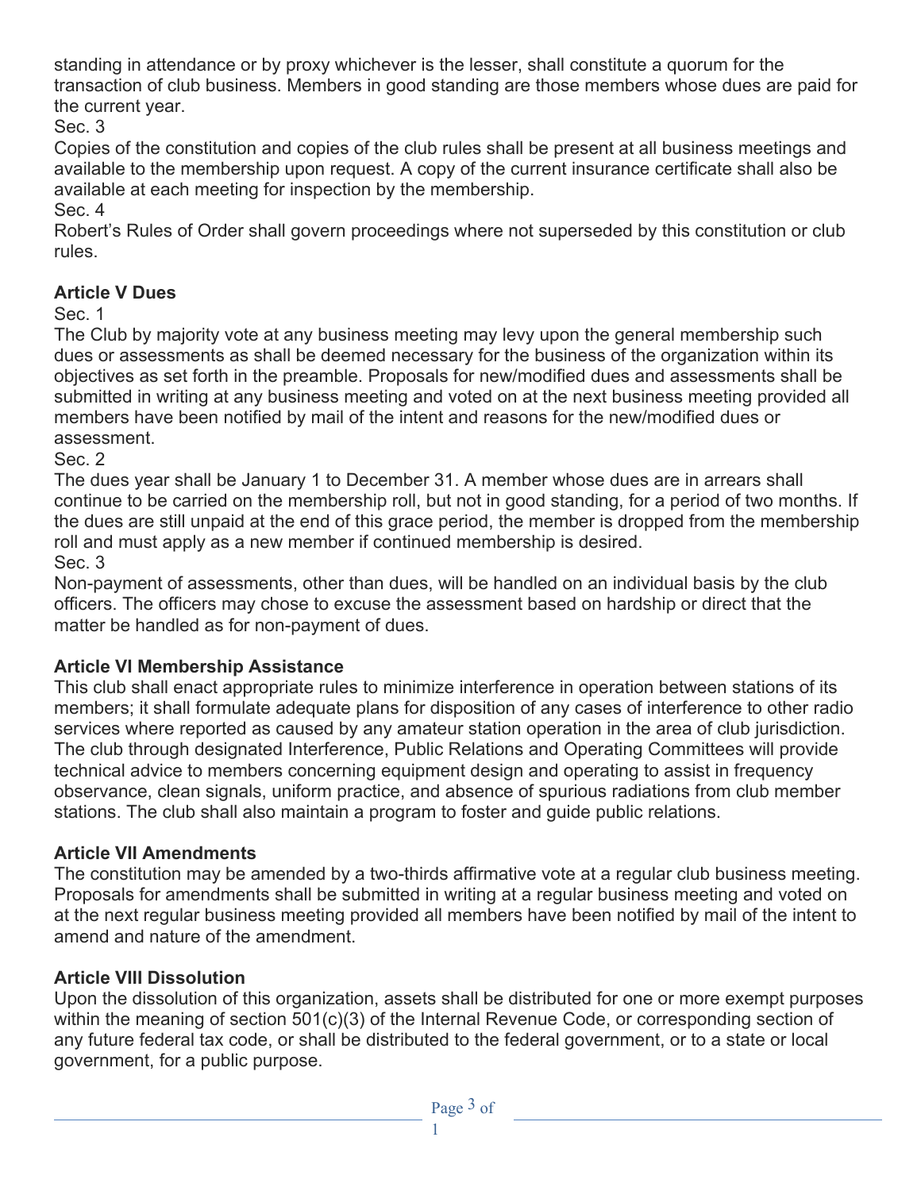standing in attendance or by proxy whichever is the lesser, shall constitute a quorum for the transaction of club business. Members in good standing are those members whose dues are paid for the current year.

Sec. 3

Copies of the constitution and copies of the club rules shall be present at all business meetings and available to the membership upon request. A copy of the current insurance certificate shall also be available at each meeting for inspection by the membership.

Sec. 4

Robert's Rules of Order shall govern proceedings where not superseded by this constitution or club rules.

**Article V Dues**

Sec. 1

The Club by majority vote at any business meeting may levy upon the general membership such dues or assessments as shall be deemed necessary for the business of the organization within its objectives as set forth in the preamble. Proposals for new/modified dues and assessments shall be submitted in writing at any business meeting and voted on at the next business meeting provided all members have been notified by mail of the intent and reasons for the new/modified dues or assessment.

Sec. 2

The dues year shall be January 1 to December 31. A member whose dues are in arrears shall continue to be carried on the membership roll, but not in good standing, for a period of two months. If the dues are still unpaid at the end of this grace period, the member is dropped from the membership roll and must apply as a new member if continued membership is desired.

Sec. 3

Non-payment of assessments, other than dues, will be handled on an individual basis by the club officers. The officers may chose to excuse the assessment based on hardship or direct that the matter be handled as for non-payment of dues.

**Article VI Membership Assistance**

This club shall enact appropriate rules to minimize interference in operation between stations of its members; it shall formulate adequate plans for disposition of any cases of interference to other radio services where reported as caused by any amateur station operation in the area of club jurisdiction. The club through designated Interference, Public Relations and Operating Committees will provide technical advice to members concerning equipment design and operating to assist in frequency observance, clean signals, uniform practice, and absence of spurious radiations from club member stations. The club shall also maintain a program to foster and guide public relations.

**Article VII Amendments**

The constitution may be amended by a two-thirds affirmative vote at a regular club business meeting. Proposals for amendments shall be submitted in writing at a regular business meeting and voted on at the next regular business meeting provided all members have been notified by mail of the intent to amend and nature of the amendment.

**Article VIII Dissolution**

Upon the dissolution of this organization, assets shall be distributed for one or more exempt purposes within the meaning of section 501(c)(3) of the Internal Revenue Code, or corresponding section of any future federal tax code, or shall be distributed to the federal government, or to a state or local government, for a public purpose.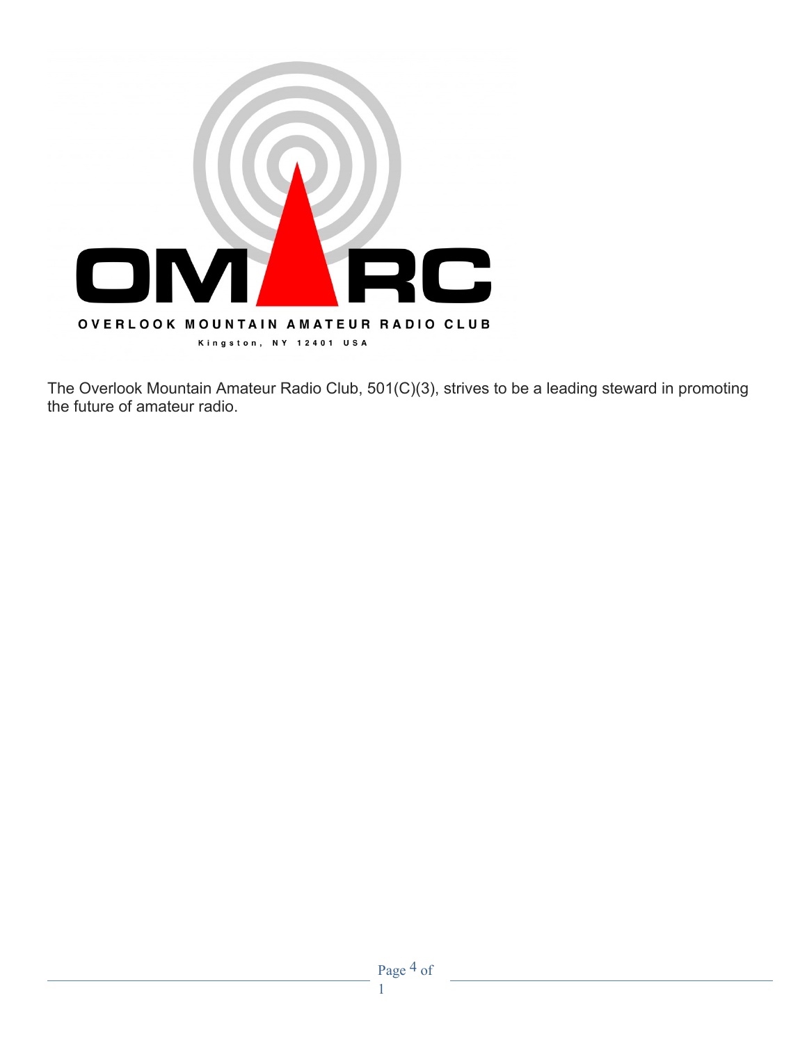OMARC

OVERLOOK MOUNTAIN AMATEUR RADIO CLUB

Kingston, NY 12401 USA

The Overlook Mountain Amateur Radio Club, 501(C)(3), strives to be a leading steward in promoting the future of amateur radio.